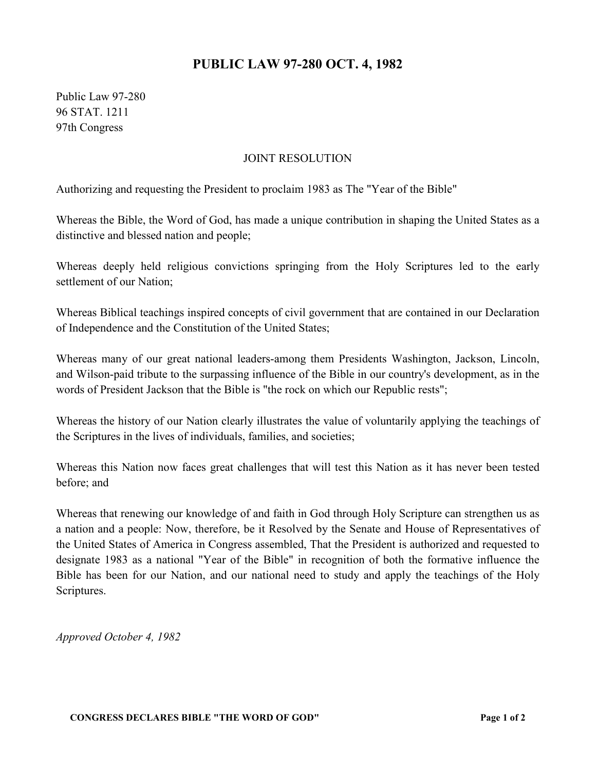# PUBLIC LAW 97-280 OCT. 4, 1982

Public Law 97-280
96 STAT. 1211
97th Congress

JOINT RESOLUTION

Authorizing and requesting the President to proclaim 1983 as The "Year of the Bible"

Whereas the Bible, the Word of God, has made a unique contribution in shaping the United States as a distinctive and blessed nation and people;

Whereas deeply held religious convictions springing from the Holy Scriptures led to the early settlement of our Nation;

Whereas Biblical teachings inspired concepts of civil government that are contained in our Declaration of Independence and the Constitution of the United States;

Whereas many of our great national leaders-among them Presidents Washington, Jackson, Lincoln, and Wilson-paid tribute to the surpassing influence of the Bible in our country's development, as in the words of President Jackson that the Bible is "the rock on which our Republic rests";

Whereas the history of our Nation clearly illustrates the value of voluntarily applying the teachings of the Scriptures in the lives of individuals, families, and societies;

Whereas this Nation now faces great challenges that will test this Nation as it has never been tested before; and

Whereas that renewing our knowledge of and faith in God through Holy Scripture can strengthen us as a nation and a people: Now, therefore, be it Resolved by the Senate and House of Representatives of the United States of America in Congress assembled, That the President is authorized and requested to designate 1983 as a national "Year of the Bible" in recognition of both the formative influence the Bible has been for our Nation, and our national need to study and apply the teachings of the Holy Scriptures.

*Approved October 4, 1982*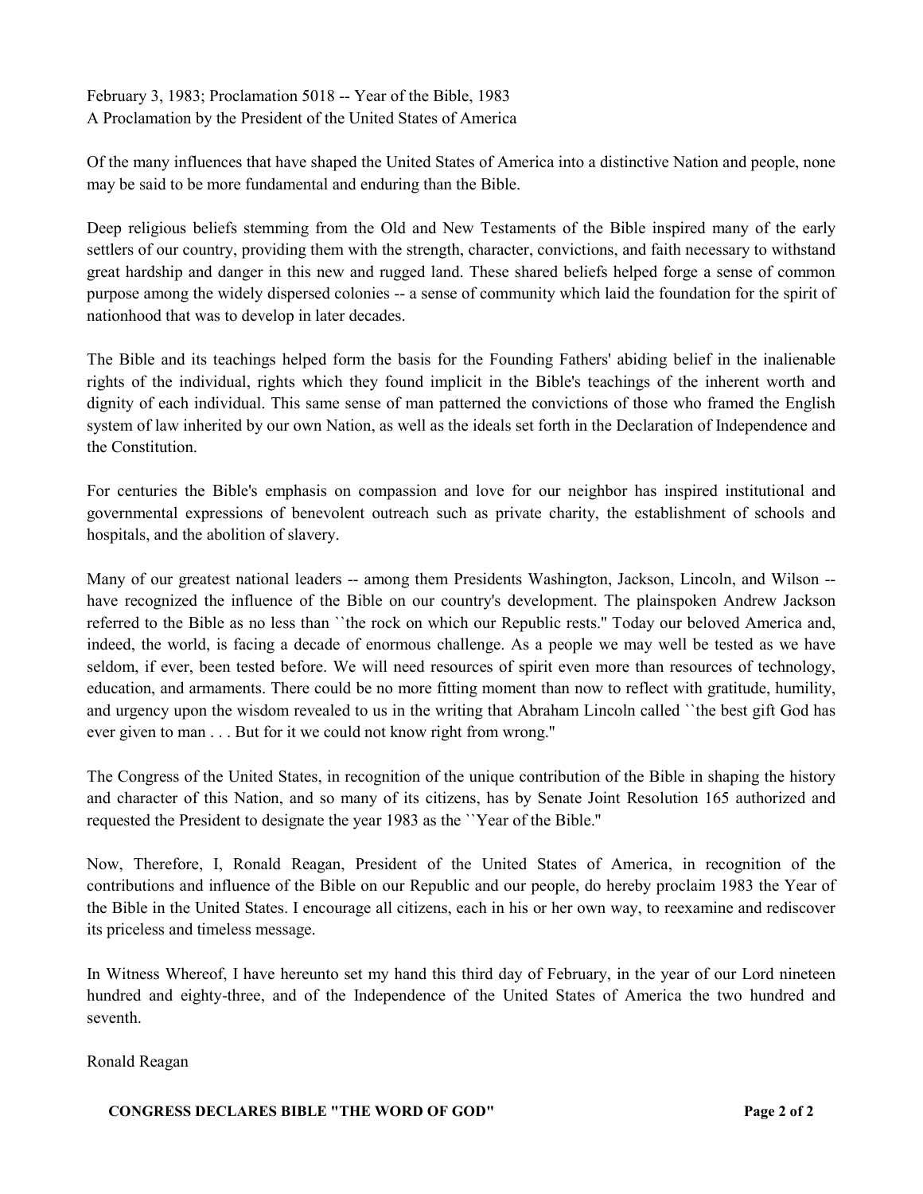February 3, 1983; Proclamation 5018 -- Year of the Bible, 1983
A Proclamation by the President of the United States of America

Of the many influences that have shaped the United States of America into a distinctive Nation and people, none may be said to be more fundamental and enduring than the Bible.

Deep religious beliefs stemming from the Old and New Testaments of the Bible inspired many of the early settlers of our country, providing them with the strength, character, convictions, and faith necessary to withstand great hardship and danger in this new and rugged land. These shared beliefs helped forge a sense of common purpose among the widely dispersed colonies -- a sense of community which laid the foundation for the spirit of nationhood that was to develop in later decades.

The Bible and its teachings helped form the basis for the Founding Fathers' abiding belief in the inalienable rights of the individual, rights which they found implicit in the Bible's teachings of the inherent worth and dignity of each individual. This same sense of man patterned the convictions of those who framed the English system of law inherited by our own Nation, as well as the ideals set forth in the Declaration of Independence and the Constitution.

For centuries the Bible's emphasis on compassion and love for our neighbor has inspired institutional and governmental expressions of benevolent outreach such as private charity, the establishment of schools and hospitals, and the abolition of slavery.

Many of our greatest national leaders -- among them Presidents Washington, Jackson, Lincoln, and Wilson -- have recognized the influence of the Bible on our country's development. The plainspoken Andrew Jackson referred to the Bible as no less than ``the rock on which our Republic rests.'' Today our beloved America and, indeed, the world, is facing a decade of enormous challenge. As a people we may well be tested as we have seldom, if ever, been tested before. We will need resources of spirit even more than resources of technology, education, and armaments. There could be no more fitting moment than now to reflect with gratitude, humility, and urgency upon the wisdom revealed to us in the writing that Abraham Lincoln called ``the best gift God has ever given to man . . . But for it we could not know right from wrong.''

The Congress of the United States, in recognition of the unique contribution of the Bible in shaping the history and character of this Nation, and so many of its citizens, has by Senate Joint Resolution 165 authorized and requested the President to designate the year 1983 as the ``Year of the Bible.''

Now, Therefore, I, Ronald Reagan, President of the United States of America, in recognition of the contributions and influence of the Bible on our Republic and our people, do hereby proclaim 1983 the Year of the Bible in the United States. I encourage all citizens, each in his or her own way, to reexamine and rediscover its priceless and timeless message.

In Witness Whereof, I have hereunto set my hand this third day of February, in the year of our Lord nineteen hundred and eighty-three, and of the Independence of the United States of America the two hundred and seventh.

Ronald Reagan